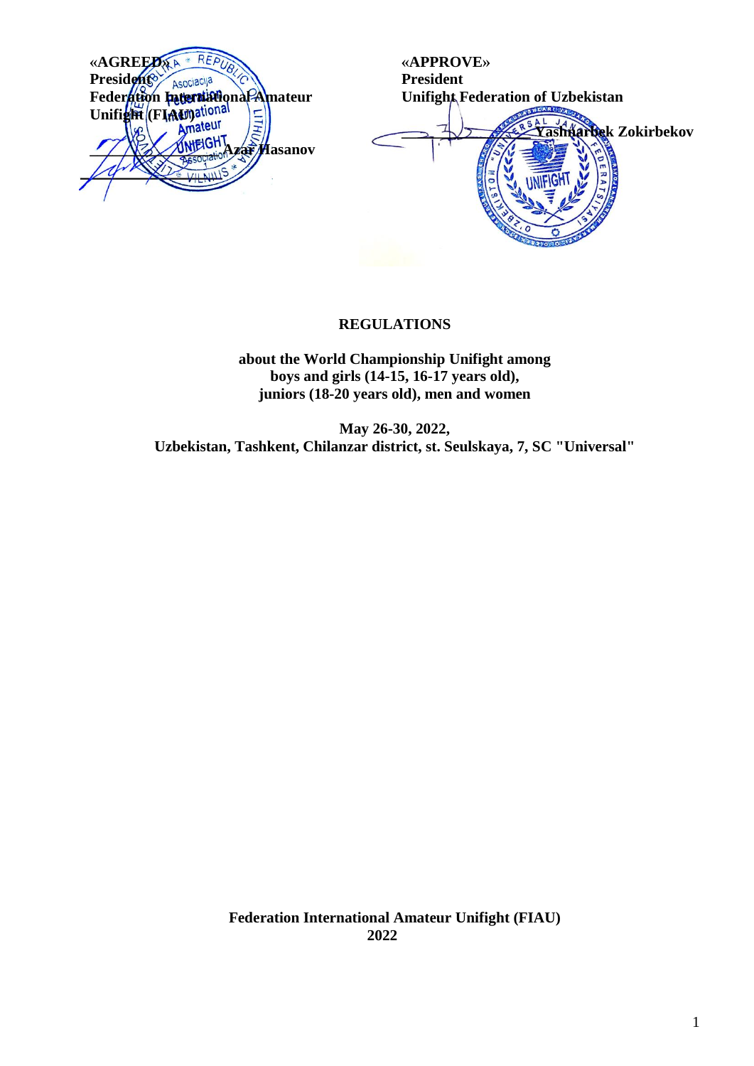**«AGREED»**
**President**
**Federation International Amateur Unifight (FIAU)**

**_____________ Azar Hasanov**

**«APPROVE»**
**President**
**Unifight Federation of Uzbekistan**

**_____________ Yashnarbek Zokirbekov**

# REGULATIONS

**about the World Championship Unifight among boys and girls (14-15, 16-17 years old), juniors (18-20 years old), men and women**

**May 26-30, 2022,**
**Uzbekistan, Tashkent, Chilanzar district, st. Seulskaya, 7, SC "Universal"**

**Federation International Amateur Unifight (FIAU)**
**2022**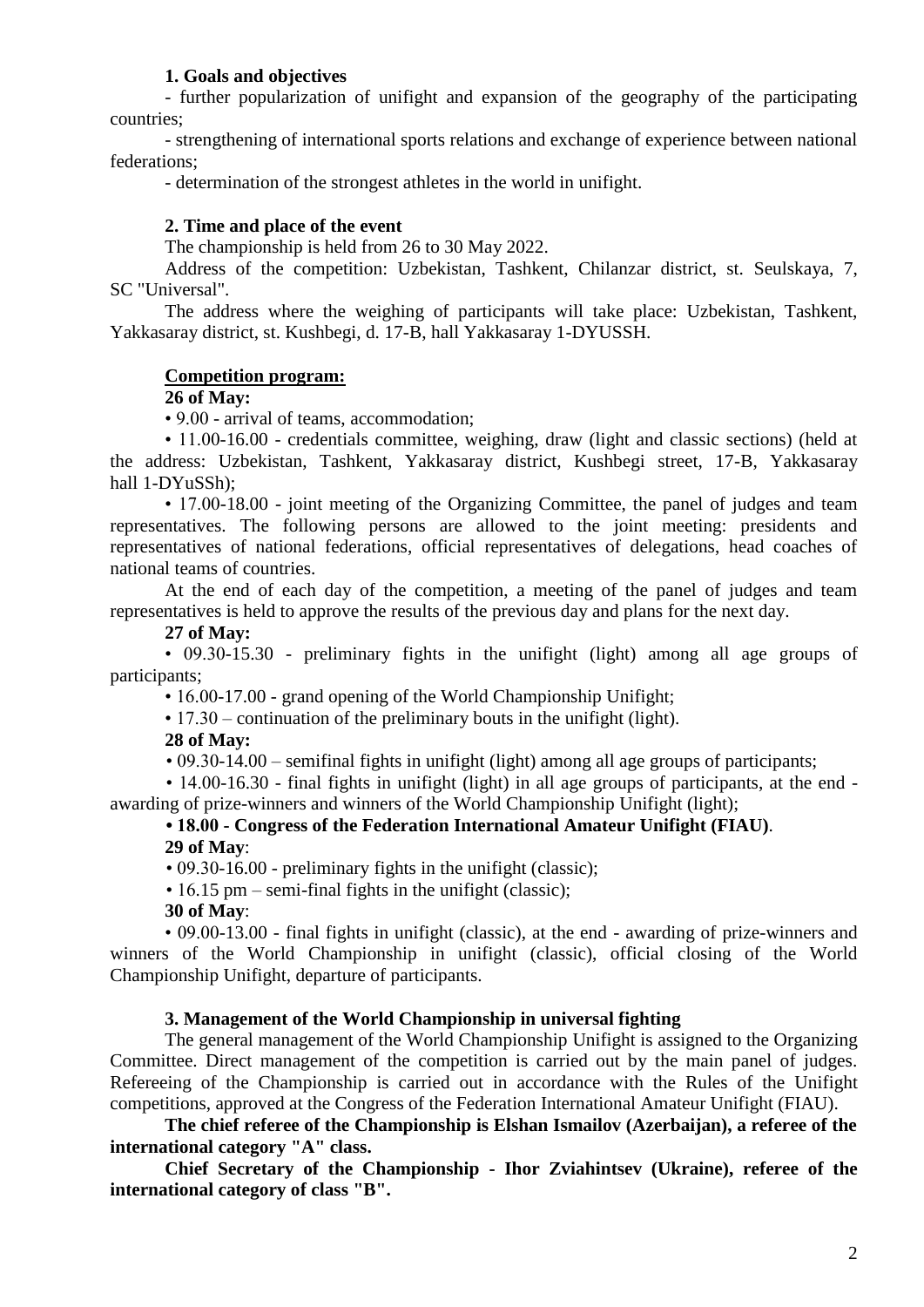**1. Goals and objectives**

- further popularization of unifight and expansion of the geography of the participating countries;

- strengthening of international sports relations and exchange of experience between national federations;

- determination of the strongest athletes in the world in unifight.

**2. Time and place of the event**

The championship is held from 26 to 30 May 2022.

Address of the competition: Uzbekistan, Tashkent, Chilanzar district, st. Seulskaya, 7, SC "Universal".

The address where the weighing of participants will take place: Uzbekistan, Tashkent, Yakkasaray district, st. Kushbegi, d. 17-B, hall Yakkasaray 1-DYUSSH.

**Competition program:**

**26 of May:**

• 9.00 - arrival of teams, accommodation;

• 11.00-16.00 - credentials committee, weighing, draw (light and classic sections) (held at the address: Uzbekistan, Tashkent, Yakkasaray district, Kushbegi street, 17-B, Yakkasaray hall 1-DYuSSh);

• 17.00-18.00 - joint meeting of the Organizing Committee, the panel of judges and team representatives. The following persons are allowed to the joint meeting: presidents and representatives of national federations, official representatives of delegations, head coaches of national teams of countries.

At the end of each day of the competition, a meeting of the panel of judges and team representatives is held to approve the results of the previous day and plans for the next day.

**27 of May:**

• 09.30-15.30 - preliminary fights in the unifight (light) among all age groups of participants;

• 16.00-17.00 - grand opening of the World Championship Unifight;

• 17.30 – continuation of the preliminary bouts in the unifight (light).

**28 of May:**

• 09.30-14.00 – semifinal fights in unifight (light) among all age groups of participants;

• 14.00-16.30 - final fights in unifight (light) in all age groups of participants, at the end - awarding of prize-winners and winners of the World Championship Unifight (light);

**• 18.00 - Congress of the Federation International Amateur Unifight (FIAU)**.

**29 of May**:

• 09.30-16.00 - preliminary fights in the unifight (classic);

• 16.15 pm – semi-final fights in the unifight (classic);

**30 of May**:

• 09.00-13.00 - final fights in unifight (classic), at the end - awarding of prize-winners and winners of the World Championship in unifight (classic), official closing of the World Championship Unifight, departure of participants.

**3. Management of the World Championship in universal fighting**

The general management of the World Championship Unifight is assigned to the Organizing Committee. Direct management of the competition is carried out by the main panel of judges. Refereeing of the Championship is carried out in accordance with the Rules of the Unifight competitions, approved at the Congress of the Federation International Amateur Unifight (FIAU).

**The chief referee of the Championship is Elshan Ismailov (Azerbaijan), a referee of the international category "A" class.**

**Chief Secretary of the Championship - Ihor Zviahintsev (Ukraine), referee of the international category of class "B".**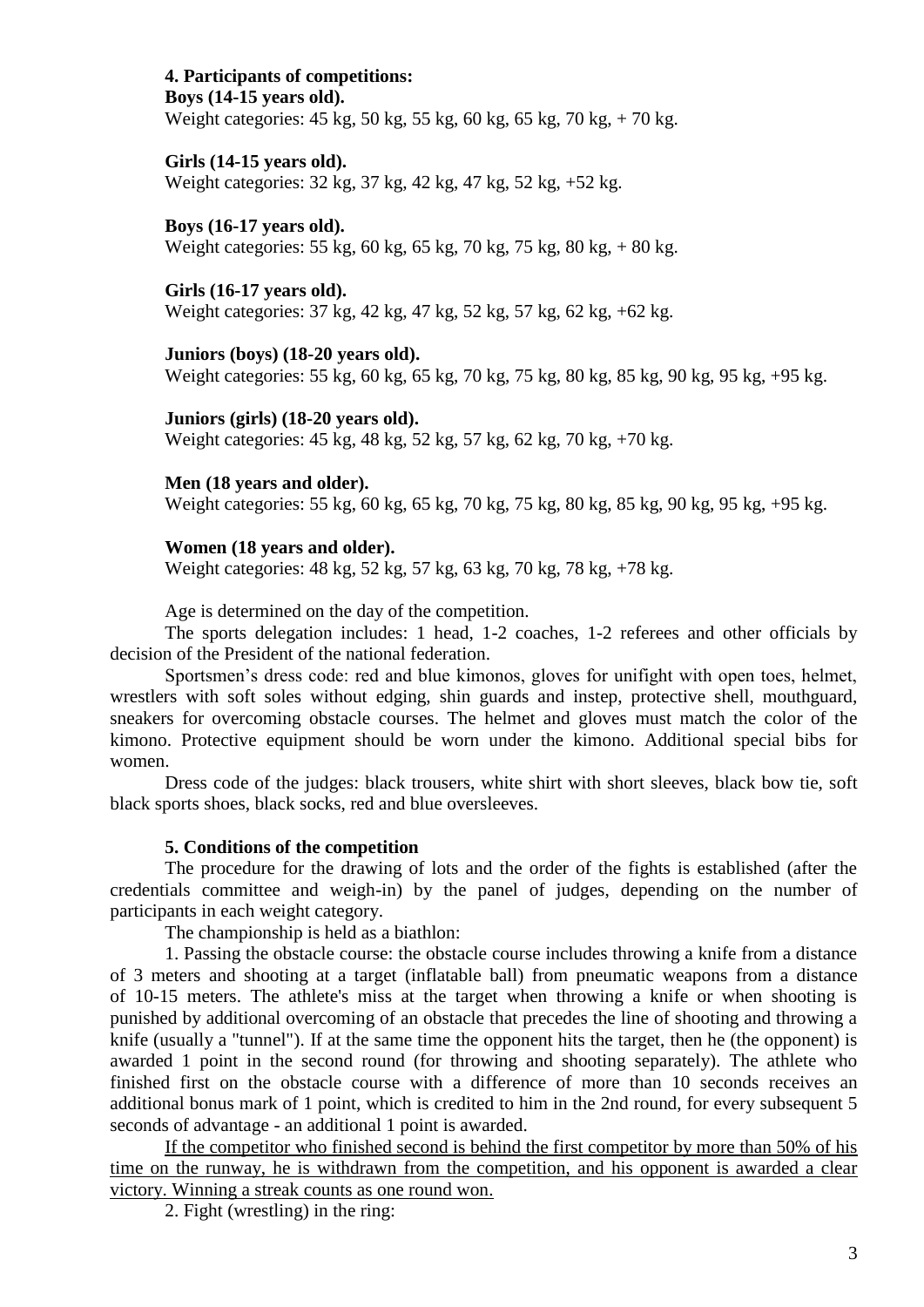**4. Participants of competitions:**

**Boys (14-15 years old).**

Weight categories: 45 kg, 50 kg, 55 kg, 60 kg, 65 kg, 70 kg, + 70 kg.

**Girls (14-15 years old).**

Weight categories: 32 kg, 37 kg, 42 kg, 47 kg, 52 kg, +52 kg.

**Boys (16-17 years old).**

Weight categories: 55 kg, 60 kg, 65 kg, 70 kg, 75 kg, 80 kg, + 80 kg.

**Girls (16-17 years old).**

Weight categories: 37 kg, 42 kg, 47 kg, 52 kg, 57 kg, 62 kg, +62 kg.

**Juniors (boys) (18-20 years old).**

Weight categories: 55 kg, 60 kg, 65 kg, 70 kg, 75 kg, 80 kg, 85 kg, 90 kg, 95 kg, +95 kg.

**Juniors (girls) (18-20 years old).**

Weight categories: 45 kg, 48 kg, 52 kg, 57 kg, 62 kg, 70 kg, +70 kg.

**Men (18 years and older).**

Weight categories: 55 kg, 60 kg, 65 kg, 70 kg, 75 kg, 80 kg, 85 kg, 90 kg, 95 kg, +95 kg.

**Women (18 years and older).**

Weight categories: 48 kg, 52 kg, 57 kg, 63 kg, 70 kg, 78 kg, +78 kg.

Age is determined on the day of the competition.

The sports delegation includes: 1 head, 1-2 coaches, 1-2 referees and other officials by decision of the President of the national federation.

Sportsmen's dress code: red and blue kimonos, gloves for unifight with open toes, helmet, wrestlers with soft soles without edging, shin guards and instep, protective shell, mouthguard, sneakers for overcoming obstacle courses. The helmet and gloves must match the color of the kimono. Protective equipment should be worn under the kimono. Additional special bibs for women.

Dress code of the judges: black trousers, white shirt with short sleeves, black bow tie, soft black sports shoes, black socks, red and blue oversleeves.

**5. Conditions of the competition**

The procedure for the drawing of lots and the order of the fights is established (after the credentials committee and weigh-in) by the panel of judges, depending on the number of participants in each weight category.

The championship is held as a biathlon:

1. Passing the obstacle course: the obstacle course includes throwing a knife from a distance of 3 meters and shooting at a target (inflatable ball) from pneumatic weapons from a distance of 10-15 meters. The athlete's miss at the target when throwing a knife or when shooting is punished by additional overcoming of an obstacle that precedes the line of shooting and throwing a knife (usually a "tunnel"). If at the same time the opponent hits the target, then he (the opponent) is awarded 1 point in the second round (for throwing and shooting separately). The athlete who finished first on the obstacle course with a difference of more than 10 seconds receives an additional bonus mark of 1 point, which is credited to him in the 2nd round, for every subsequent 5 seconds of advantage - an additional 1 point is awarded.

<u>If the competitor who finished second is behind the first competitor by more than 50% of his time on the runway, he is withdrawn from the competition, and his opponent is awarded a clear victory. Winning a streak counts as one round won.</u>

2. Fight (wrestling) in the ring: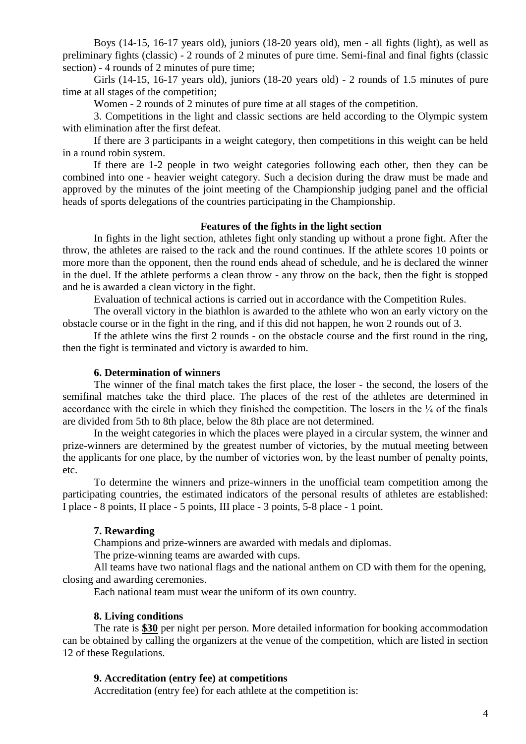Boys (14-15, 16-17 years old), juniors (18-20 years old), men - all fights (light), as well as preliminary fights (classic) - 2 rounds of 2 minutes of pure time. Semi-final and final fights (classic section) - 4 rounds of 2 minutes of pure time;

Girls (14-15, 16-17 years old), juniors (18-20 years old) - 2 rounds of 1.5 minutes of pure time at all stages of the competition;

Women - 2 rounds of 2 minutes of pure time at all stages of the competition.

3. Competitions in the light and classic sections are held according to the Olympic system with elimination after the first defeat.

If there are 3 participants in a weight category, then competitions in this weight can be held in a round robin system.

If there are 1-2 people in two weight categories following each other, then they can be combined into one - heavier weight category. Such a decision during the draw must be made and approved by the minutes of the joint meeting of the Championship judging panel and the official heads of sports delegations of the countries participating in the Championship.

### Features of the fights in the light section

In fights in the light section, athletes fight only standing up without a prone fight. After the throw, the athletes are raised to the rack and the round continues. If the athlete scores 10 points or more more than the opponent, then the round ends ahead of schedule, and he is declared the winner in the duel. If the athlete performs a clean throw - any throw on the back, then the fight is stopped and he is awarded a clean victory in the fight.

Evaluation of technical actions is carried out in accordance with the Competition Rules.

The overall victory in the biathlon is awarded to the athlete who won an early victory on the obstacle course or in the fight in the ring, and if this did not happen, he won 2 rounds out of 3.

If the athlete wins the first 2 rounds - on the obstacle course and the first round in the ring, then the fight is terminated and victory is awarded to him.

### 6. Determination of winners

The winner of the final match takes the first place, the loser - the second, the losers of the semifinal matches take the third place. The places of the rest of the athletes are determined in accordance with the circle in which they finished the competition. The losers in the ¼ of the finals are divided from 5th to 8th place, below the 8th place are not determined.

In the weight categories in which the places were played in a circular system, the winner and prize-winners are determined by the greatest number of victories, by the mutual meeting between the applicants for one place, by the number of victories won, by the least number of penalty points, etc.

To determine the winners and prize-winners in the unofficial team competition among the participating countries, the estimated indicators of the personal results of athletes are established: I place - 8 points, II place - 5 points, III place - 3 points, 5-8 place - 1 point.

### 7. Rewarding

Champions and prize-winners are awarded with medals and diplomas.

The prize-winning teams are awarded with cups.

All teams have two national flags and the national anthem on CD with them for the opening, closing and awarding ceremonies.

Each national team must wear the uniform of its own country.

### 8. Living conditions

The rate is **$30** per night per person. More detailed information for booking accommodation can be obtained by calling the organizers at the venue of the competition, which are listed in section 12 of these Regulations.

### 9. Accreditation (entry fee) at competitions

Accreditation (entry fee) for each athlete at the competition is: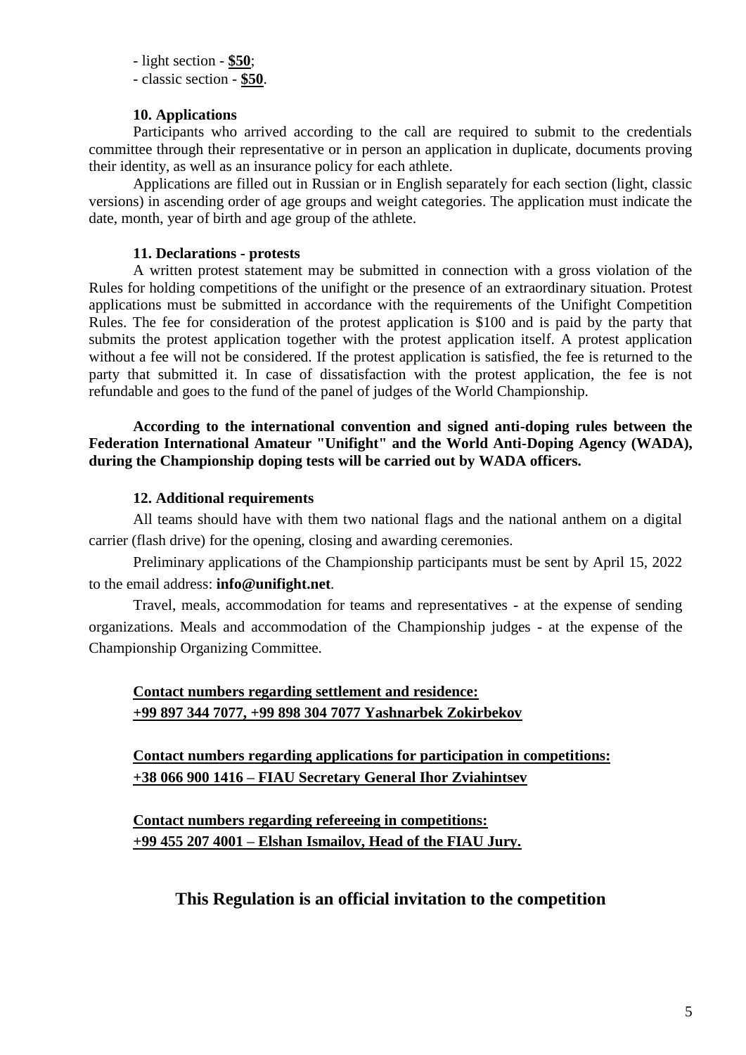- light section - **$50**;
- classic section - **$50**.

**10. Applications**

Participants who arrived according to the call are required to submit to the credentials committee through their representative or in person an application in duplicate, documents proving their identity, as well as an insurance policy for each athlete.

Applications are filled out in Russian or in English separately for each section (light, classic versions) in ascending order of age groups and weight categories. The application must indicate the date, month, year of birth and age group of the athlete.

**11. Declarations - protests**

A written protest statement may be submitted in connection with a gross violation of the Rules for holding competitions of the unifight or the presence of an extraordinary situation. Protest applications must be submitted in accordance with the requirements of the Unifight Competition Rules. The fee for consideration of the protest application is $100 and is paid by the party that submits the protest application together with the protest application itself. A protest application without a fee will not be considered. If the protest application is satisfied, the fee is returned to the party that submitted it. In case of dissatisfaction with the protest application, the fee is not refundable and goes to the fund of the panel of judges of the World Championship.

**According to the international convention and signed anti-doping rules between the Federation International Amateur "Unifight" and the World Anti-Doping Agency (WADA), during the Championship doping tests will be carried out by WADA officers.**

**12. Additional requirements**

All teams should have with them two national flags and the national anthem on a digital carrier (flash drive) for the opening, closing and awarding ceremonies.

Preliminary applications of the Championship participants must be sent by April 15, 2022 to the email address: **info@unifight.net**.

Travel, meals, accommodation for teams and representatives - at the expense of sending organizations. Meals and accommodation of the Championship judges - at the expense of the Championship Organizing Committee.

**Contact numbers regarding settlement and residence:**
**+99 897 344 7077, +99 898 304 7077 Yashnarbek Zokirbekov**

**Contact numbers regarding applications for participation in competitions:**
**+38 066 900 1416 – FIAU Secretary General Ihor Zviahintsev**

**Contact numbers regarding refereeing in competitions:**
**+99 455 207 4001 – Elshan Ismailov, Head of the FIAU Jury.**

## This Regulation is an official invitation to the competition